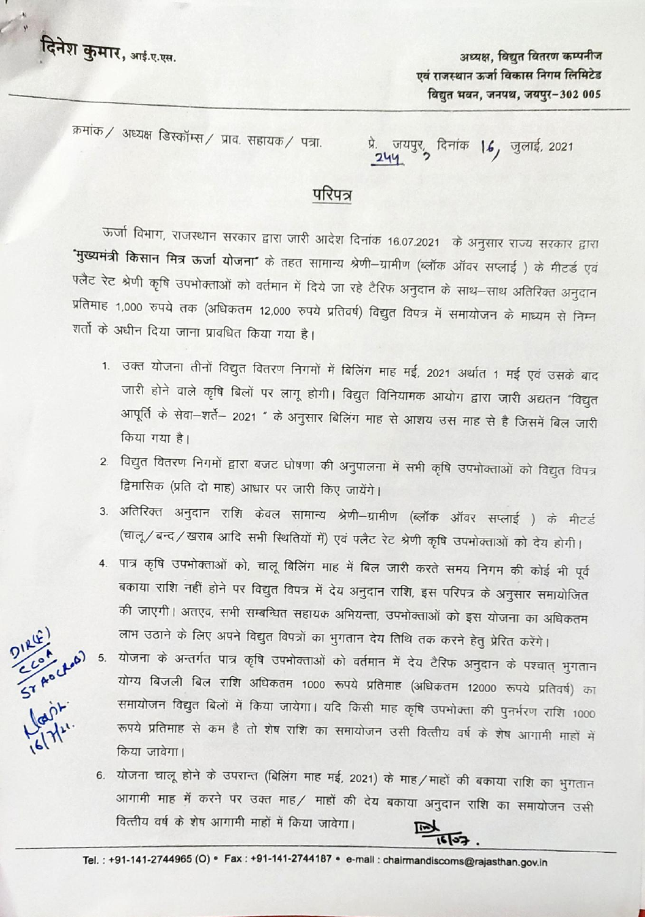**दिनेश कुमार,** आई.ए.एस.

**अध्यक्ष, विद्युत वितरण कम्पनीज**
**एवं राजस्थान ऊर्जा विकास निगम लिमिटेड**
**विद्युत भवन, जनपथ, जयपुर–302 005**

क्रमांक / अध्यक्ष डिस्कॉम्स / प्राव. सहायक / पत्रा. प्रे. 244 जयपुर, दिनांक 16, जुलाई, 2021

## परिपत्र

ऊर्जा विभाग, राजस्थान सरकार द्वारा जारी आदेश दिनांक 16.07.2021 के अनुसार राज्य सरकार द्वारा **"मुख्यमंत्री किसान मित्र ऊर्जा योजना"** के तहत सामान्य श्रेणी–ग्रामीण (ब्लॉक ऑवर सप्लाई ) के मीटर्ड एवं फ्लैट रेट श्रेणी कृषि उपभोक्ताओं को वर्तमान में दिये जा रहे टैरिफ अनुदान के साथ–साथ अतिरिक्त अनुदान प्रतिमाह 1,000 रुपये तक (अधिकतम 12,000 रुपये प्रतिवर्ष) विद्युत विपत्र में समायोजन के माध्यम से निम्न शर्तो के अधीन दिया जाना प्रावधित किया गया है।

1. उक्त योजना तीनों विद्युत वितरण निगमों में बिलिंग माह मई, 2021 अर्थात 1 मई एवं उसके बाद जारी होने वाले कृषि बिलों पर लागू होगी। विद्युत विनियामक आयोग द्वारा जारी अद्यतन "विद्युत आपूर्ति के सेवा–शर्ते– 2021 " के अनुसार बिलिंग माह से आशय उस माह से है जिसमें बिल जारी किया गया है।
2. विद्युत वितरण निगमों द्वारा बजट घोषणा की अनुपालना में सभी कृषि उपभोक्ताओं को विद्युत विपत्र द्विमासिक (प्रति दो माह) आधार पर जारी किए जायेंगे।
3. अतिरिक्त अनुदान राशि केवल सामान्य श्रेणी–ग्रामीण (ब्लॉक ऑवर सप्लाई ) के मीटर्ड (चालू / बन्द / खराब आदि सभी स्थितियों में) एवं फ्लैट रेट श्रेणी कृषि उपभोक्ताओं को देय होगी।
4. पात्र कृषि उपभोक्ताओं को, चालू बिलिंग माह में बिल जारी करते समय निगम की कोई भी पूर्व बकाया राशि नहीं होने पर विद्युत विपत्र में देय अनुदान राशि, इस परिपत्र के अनुसार समायोजित की जाएगी। अतएव, सभी सम्बन्धित सहायक अभियन्ता, उपभोक्ताओं को इस योजना का अधिकतम लाभ उठाने के लिए अपने विद्युत विपत्रों का भुगतान देय तिथि तक करने हेतु प्रेरित करेंगे।
5. योजना के अन्तर्गत पात्र कृषि उपभोक्ताओं को वर्तमान में देय टैरिफ अनुदान के पश्चात् भुगतान योग्य बिजली बिल राशि अधिकतम 1000 रूपये प्रतिमाह (अधिकतम 12000 रूपये प्रतिवर्ष) का समायोजन विद्युत बिलों में किया जायेगा। यदि किसी माह कृषि उपभोक्ता की पुनर्भरण राशि 1000 रूपये प्रतिमाह से कम है तो शेष राशि का समायोजन उसी वित्तीय वर्ष के शेष आगामी माहों में किया जावेगा।
6. योजना चालू होने के उपरान्त (बिलिंग माह मई, 2021) के माह / माहों की बकाया राशि का भुगतान आगामी माह में करने पर उक्त माह / माहों की देय बकाया अनुदान राशि का समायोजन उसी वित्तीय वर्ष के शेष आगामी माहों में किया जावेगा।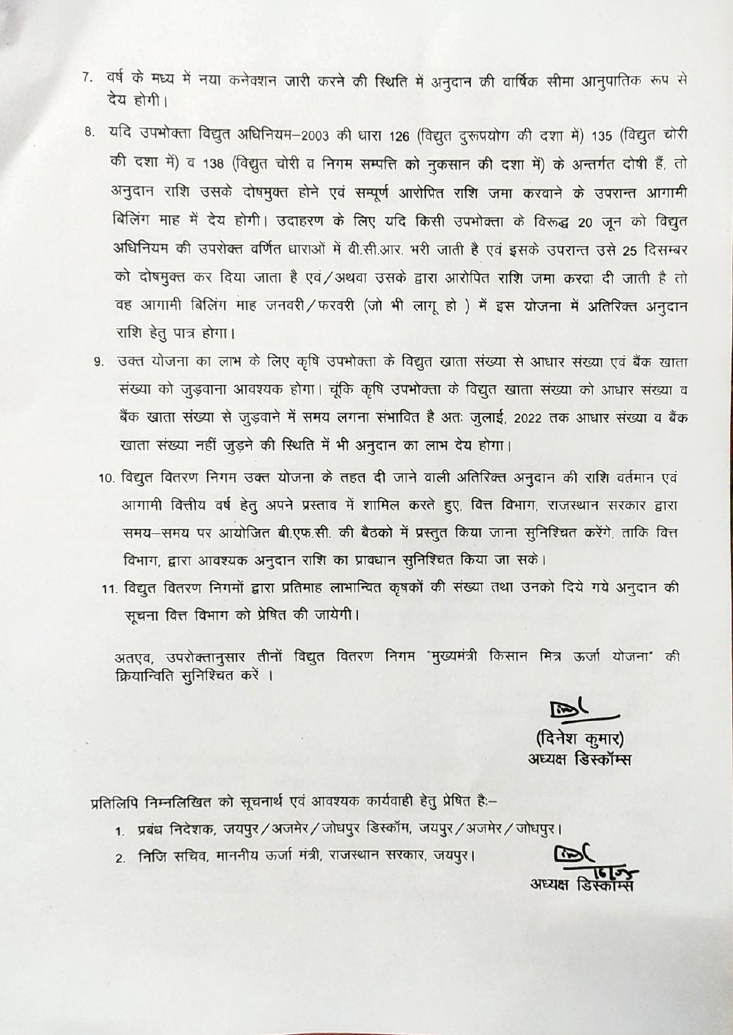7. वर्ष के मध्य में नया कनेक्शन जारी करने की स्थिति में अनुदान की वार्षिक सीमा आनुपातिक रूप से देय होगी।
8. यदि उपभोक्ता विद्युत अधिनियम–2003 की धारा 126 (विद्युत दुरूपयोग की दशा में) 135 (विद्युत चोरी की दशा में) व 138 (विद्युत चोरी व निगम सम्पत्ति को नुकसान की दशा में) के अन्तर्गत दोषी हैं, तो अनुदान राशि उसके दोषमुक्त होने एवं सम्पूर्ण आरोपित राशि जमा करवाने के उपरान्त आगामी बिलिंग माह में देय होगी। उदाहरण के लिए यदि किसी उपभोक्ता के विरूद्ध 20 जून को विद्युत अधिनियम की उपरोक्त वर्णित धाराओं में वी.सी.आर. भरी जाती है एवं इसके उपरान्त उसे 25 दिसम्बर को दोषमुक्त कर दिया जाता है एवं/अथवा उसके द्वारा आरोपित राशि जमा करवा दी जाती है तो वह आगामी बिलिंग माह जनवरी/फरवरी (जो भी लागू हो ) में इस योजना में अतिरिक्त अनुदान राशि हेतु पात्र होगा।
9. उक्त योजना का लाभ के लिए कृषि उपभोक्ता के विद्युत खाता संख्या से आधार संख्या एवं बैंक खाता संख्या को जुड़वाना आवश्यक होगा। चूंकि कृषि उपभोक्ता के विद्युत खाता संख्या को आधार संख्या व बैंक खाता संख्या से जुड़वाने में समय लगना संभावित है अतः जुलाई, 2022 तक आधार संख्या व बैंक खाता संख्या नहीं जुड़ने की स्थिति में भी अनुदान का लाभ देय होगा।
10. विद्युत वितरण निगम उक्त योजना के तहत दी जाने वाली अतिरिक्त अनुदान की राशि वर्तमान एवं आगामी वित्तीय वर्ष हेतु अपने प्रस्ताव में शामिल करते हुए, वित्त विभाग, राजस्थान सरकार द्वारा समय–समय पर आयोजित बी.एफ.सी. की बैठको में प्रस्तुत किया जाना सुनिश्चित करेंगे, ताकि वित्त विभाग, द्वारा आवश्यक अनुदान राशि का प्रावधान सुनिश्चित किया जा सके।
11. विद्युत वितरण निगमों द्वारा प्रतिमाह लाभान्वित कृषकों की संख्या तथा उनको दिये गये अनुदान की सूचना वित्त विभाग को प्रेषित की जायेगी।

अतएव, उपरोक्तानुसार तीनों विद्युत वितरण निगम "मुख्यमंत्री किसान मित्र ऊर्जा योजना" की क्रियान्विति सुनिश्चित करें ।

(दिनेश कुमार)
अध्यक्ष डिस्कॉम्स

प्रतिलिपि निम्नलिखित को सूचनार्थ एवं आवश्यक कार्यवाही हेतु प्रेषित है:–

1. प्रबंध निदेशक, जयपुर/अजमेर/जोधपुर डिस्कॉम, जयपुर/अजमेर/जोधपुर।
2. निजि सचिव, माननीय ऊर्जा मंत्री, राजस्थान सरकार, जयपुर।

अध्यक्ष डिस्कॉम्स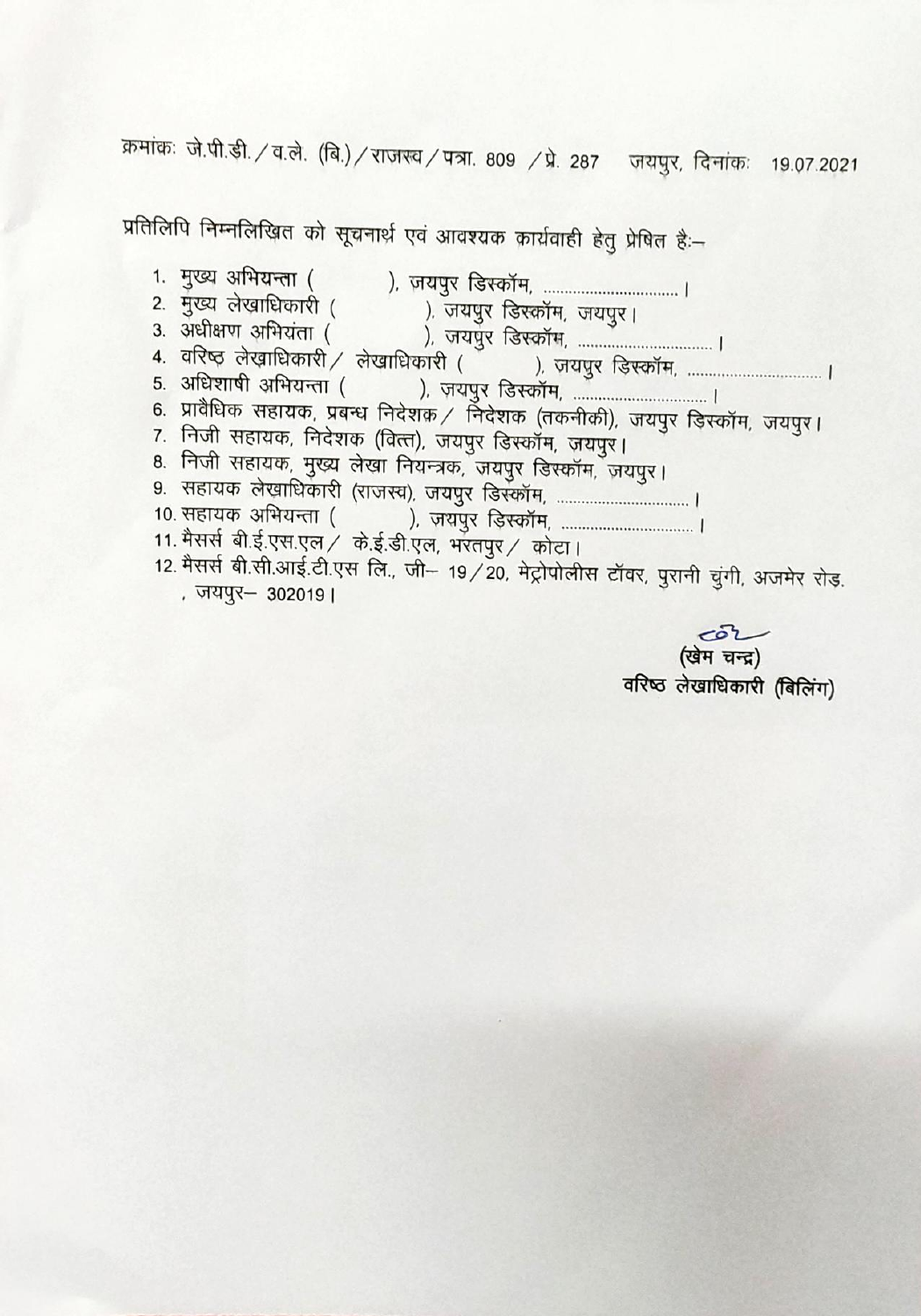क्रमांकः जे.पी.डी./व.ले. (बि.)/राजस्व/पत्रा. 809 /प्रे. 287 जयपुर, दिनांकः 19.07.2021

प्रतिलिपि निम्नलिखित को सूचनार्थ एवं आवश्यक कार्यवाही हेतु प्रेषित हैः–

1. मुख्य अभियन्ता ( ), जयपुर डिस्कॉम, ..............................।
2. मुख्य लेखाधिकारी ( ), जयपुर डिस्कॉम, जयपुर।
3. अधीक्षण अभियंता ( ), जयपुर डिस्कॉम, ..............................।
4. वरिष्ठ लेखाधिकारी/ लेखाधिकारी ( ), जयपुर डिस्कॉम, ..............................।
5. अधिशाषी अभियन्ता ( ), जयपुर डिस्कॉम, ..............................।
6. प्रावैधिक सहायक, प्रबन्ध निदेशक/ निदेशक (तकनीकी), जयपुर डिस्कॉम, जयपुर।
7. निजी सहायक, निदेशक (वित्त), जयपुर डिस्कॉम, जयपुर।
8. निजी सहायक, मुख्य लेखा नियन्त्रक, जयपुर डिस्कॉम, जयपुर।
9. सहायक लेखाधिकारी (राजस्व), जयपुर डिस्कॉम, ..............................।
10. सहायक अभियन्ता ( ), जयपुर डिस्कॉम, ..............................।
11. मैसर्स बी.ई.एस.एल/ के.ई.डी.एल, भरतपुर/ कोटा।
12. मैसर्स बी.सी.आई.टी.एस लि., जी– 19/20, मेट्रोपोलीस टॉवर, पुरानी चुंगी, अजमेर रोड, , जयपुर– 302019।

(खेम चन्द्र)
वरिष्ठ लेखाधिकारी (बिलिंग)